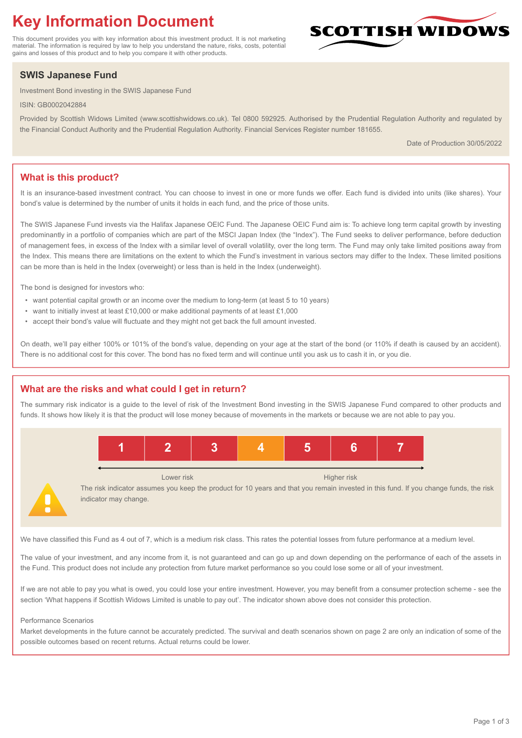# Key Information Document

This document provides you with key information about this investment product. It is not marketing material. The information is required by law to help you understand the nature, risks, costs, potential gains and losses of this product and to help you compare it with other products.

SCOTTISH WIDOWS

## SWIS Japanese Fund

Investment Bond investing in the SWIS Japanese Fund

ISIN: GB0002042884

Provided by Scottish Widows Limited (www.scottishwidows.co.uk). Tel 0800 592925. Authorised by the Prudential Regulation Authority and regulated by the Financial Conduct Authority and the Prudential Regulation Authority. Financial Services Register number 181655.

Date of Production 30/05/2022

## What is this product?

It is an insurance-based investment contract. You can choose to invest in one or more funds we offer. Each fund is divided into units (like shares). Your bond's value is determined by the number of units it holds in each fund, and the price of those units.

The SWIS Japanese Fund invests via the Halifax Japanese OEIC Fund. The Japanese OEIC Fund aim is: To achieve long term capital growth by investing predominantly in a portfolio of companies which are part of the MSCI Japan Index (the "Index"). The Fund seeks to deliver performance, before deduction of management fees, in excess of the Index with a similar level of overall volatility, over the long term. The Fund may only take limited positions away from the Index. This means there are limitations on the extent to which the Fund's investment in various sectors may differ to the Index. These limited positions can be more than is held in the Index (overweight) or less than is held in the Index (underweight).

The bond is designed for investors who:

- want potential capital growth or an income over the medium to long-term (at least 5 to 10 years)
- want to initially invest at least £10,000 or make additional payments of at least £1,000
- accept their bond's value will fluctuate and they might not get back the full amount invested.

On death, we'll pay either 100% or 101% of the bond's value, depending on your age at the start of the bond (or 110% if death is caused by an accident). There is no additional cost for this cover. The bond has no fixed term and will continue until you ask us to cash it in, or you die.

## What are the risks and what could I get in return?

The summary risk indicator is a guide to the level of risk of the Investment Bond investing in the SWIS Japanese Fund compared to other products and funds. It shows how likely it is that the product will lose money because of movements in the markets or because we are not able to pay you.

| 1 | 2 | 3 | **4** | 5 | 6 | 7 |
|---|---|---|---|---|---|---|

Lower risk ← → Higher risk

The risk indicator assumes you keep the product for 10 years and that you remain invested in this fund. If you change funds, the risk indicator may change.

We have classified this Fund as 4 out of 7, which is a medium risk class. This rates the potential losses from future performance at a medium level.

The value of your investment, and any income from it, is not guaranteed and can go up and down depending on the performance of each of the assets in the Fund. This product does not include any protection from future market performance so you could lose some or all of your investment.

If we are not able to pay you what is owed, you could lose your entire investment. However, you may benefit from a consumer protection scheme - see the section 'What happens if Scottish Widows Limited is unable to pay out'. The indicator shown above does not consider this protection.

Performance Scenarios

Market developments in the future cannot be accurately predicted. The survival and death scenarios shown on page 2 are only an indication of some of the possible outcomes based on recent returns. Actual returns could be lower.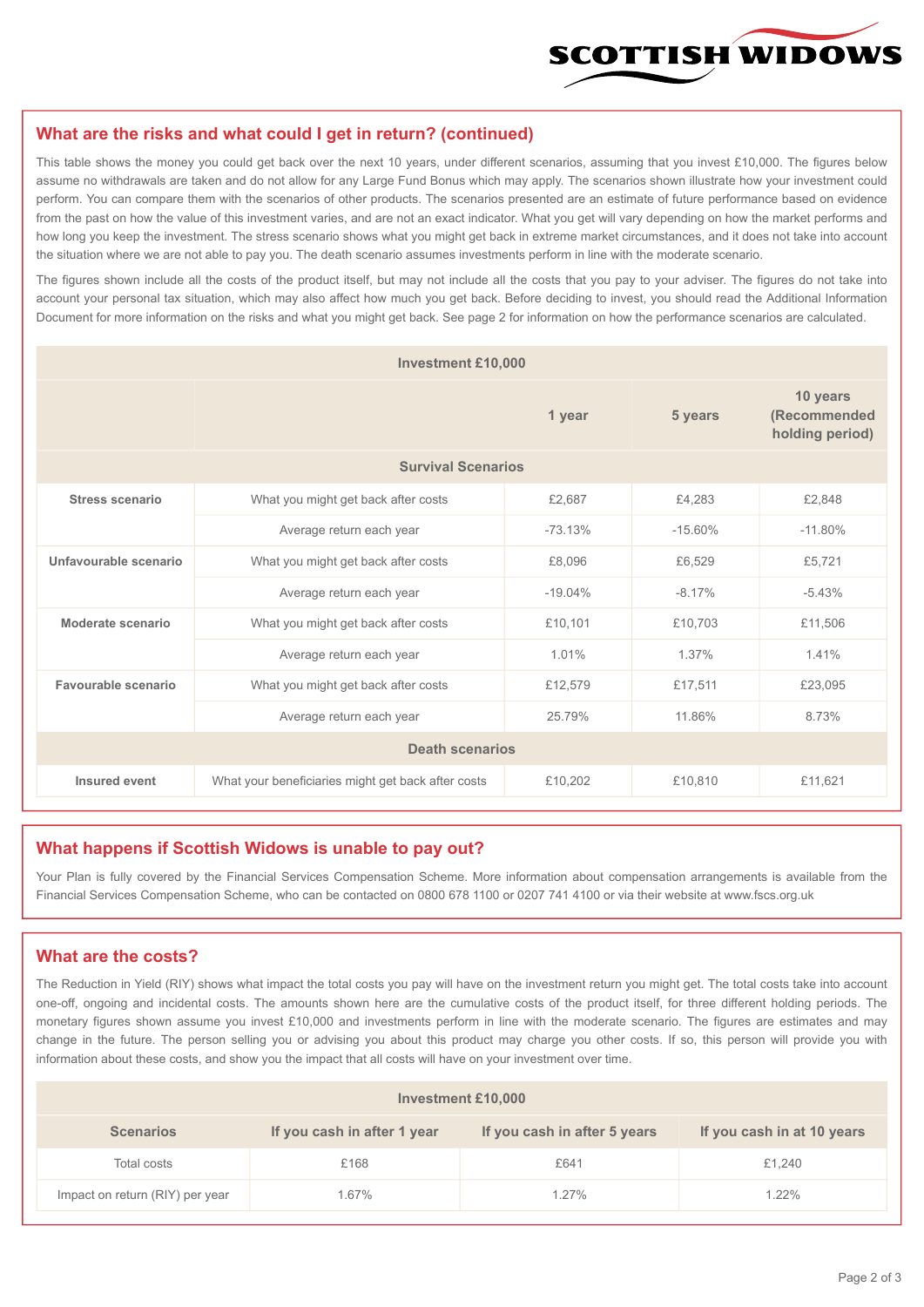## What are the risks and what could I get in return? (continued)

This table shows the money you could get back over the next 10 years, under different scenarios, assuming that you invest £10,000. The figures below assume no withdrawals are taken and do not allow for any Large Fund Bonus which may apply. The scenarios shown illustrate how your investment could perform. You can compare them with the scenarios of other products. The scenarios presented are an estimate of future performance based on evidence from the past on how the value of this investment varies, and are not an exact indicator. What you get will vary depending on how the market performs and how long you keep the investment. The stress scenario shows what you might get back in extreme market circumstances, and it does not take into account the situation where we are not able to pay you. The death scenario assumes investments perform in line with the moderate scenario.

The figures shown include all the costs of the product itself, but may not include all the costs that you pay to your adviser. The figures do not take into account your personal tax situation, which may also affect how much you get back. Before deciding to invest, you should read the Additional Information Document for more information on the risks and what you might get back. See page 2 for information on how the performance scenarios are calculated.

| Investment £10,000 | | | | |
|---|---|---|---|---|
| | | 1 year | 5 years | 10 years (Recommended holding period) |
| **Survival Scenarios** | | | | |
| **Stress scenario** | What you might get back after costs | £2,687 | £4,283 | £2,848 |
| | Average return each year | -73.13% | -15.60% | -11.80% |
| **Unfavourable scenario** | What you might get back after costs | £8,096 | £6,529 | £5,721 |
| | Average return each year | -19.04% | -8.17% | -5.43% |
| **Moderate scenario** | What you might get back after costs | £10,101 | £10,703 | £11,506 |
| | Average return each year | 1.01% | 1.37% | 1.41% |
| **Favourable scenario** | What you might get back after costs | £12,579 | £17,511 | £23,095 |
| | Average return each year | 25.79% | 11.86% | 8.73% |
| **Death scenarios** | | | | |
| **Insured event** | What your beneficiaries might get back after costs | £10,202 | £10,810 | £11,621 |

## What happens if Scottish Widows is unable to pay out?

Your Plan is fully covered by the Financial Services Compensation Scheme. More information about compensation arrangements is available from the Financial Services Compensation Scheme, who can be contacted on 0800 678 1100 or 0207 741 4100 or via their website at www.fscs.org.uk

## What are the costs?

The Reduction in Yield (RIY) shows what impact the total costs you pay will have on the investment return you might get. The total costs take into account one-off, ongoing and incidental costs. The amounts shown here are the cumulative costs of the product itself, for three different holding periods. The monetary figures shown assume you invest £10,000 and investments perform in line with the moderate scenario. The figures are estimates and may change in the future. The person selling you or advising you about this product may charge you other costs. If so, this person will provide you with information about these costs, and show you the impact that all costs will have on your investment over time.

| Investment £10,000 | | | |
|---|---|---|---|
| **Scenarios** | **If you cash in after 1 year** | **If you cash in after 5 years** | **If you cash in at 10 years** |
| Total costs | £168 | £641 | £1,240 |
| Impact on return (RIY) per year | 1.67% | 1.27% | 1.22% |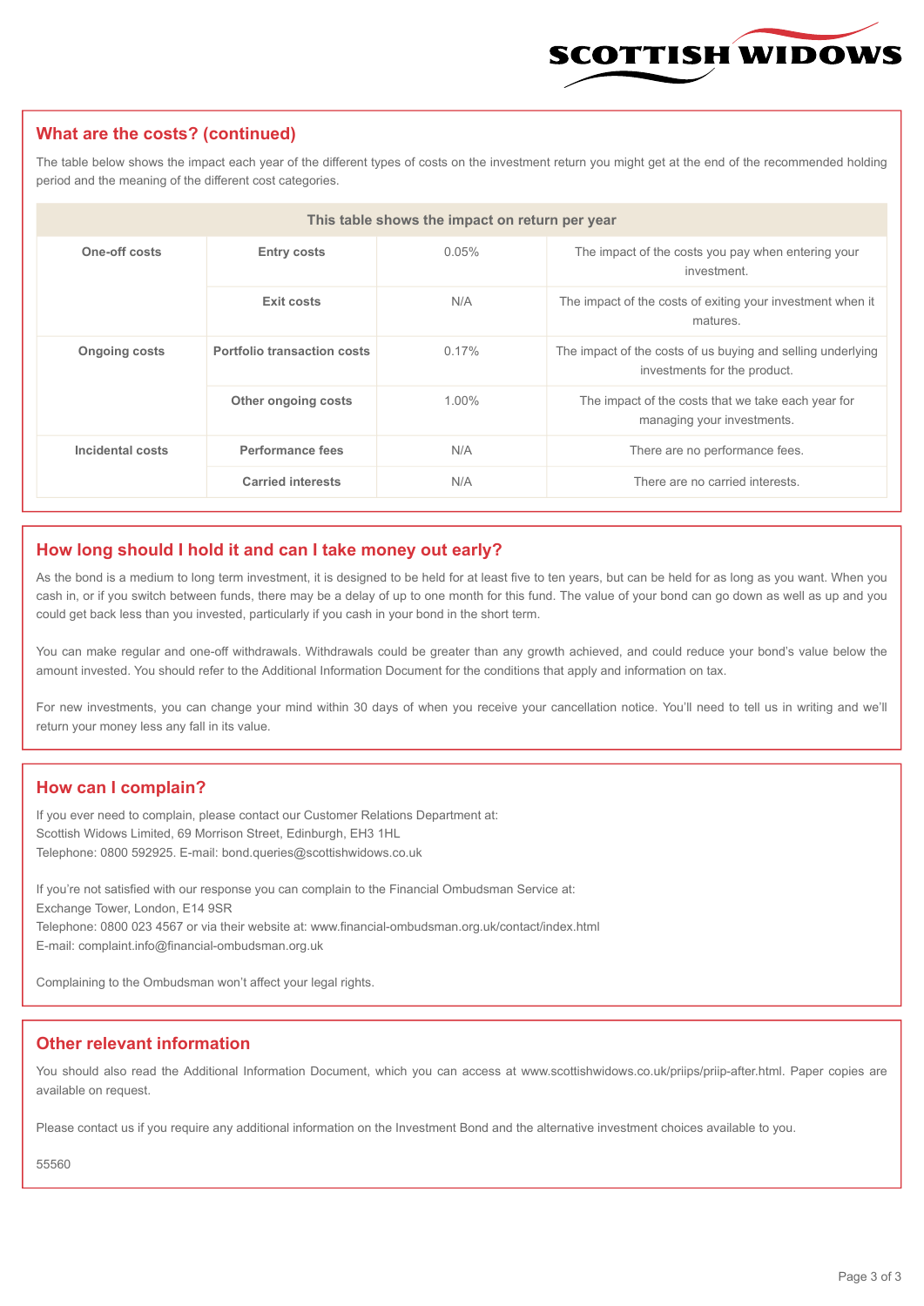## What are the costs? (continued)

The table below shows the impact each year of the different types of costs on the investment return you might get at the end of the recommended holding period and the meaning of the different cost categories.

| This table shows the impact on return per year | | | |
|---|---|---|---|
| **One-off costs** | **Entry costs** | 0.05% | The impact of the costs you pay when entering your investment. |
| | **Exit costs** | N/A | The impact of the costs of exiting your investment when it matures. |
| **Ongoing costs** | **Portfolio transaction costs** | 0.17% | The impact of the costs of us buying and selling underlying investments for the product. |
| | **Other ongoing costs** | 1.00% | The impact of the costs that we take each year for managing your investments. |
| **Incidental costs** | **Performance fees** | N/A | There are no performance fees. |
| | **Carried interests** | N/A | There are no carried interests. |

## How long should I hold it and can I take money out early?

As the bond is a medium to long term investment, it is designed to be held for at least five to ten years, but can be held for as long as you want. When you cash in, or if you switch between funds, there may be a delay of up to one month for this fund. The value of your bond can go down as well as up and you could get back less than you invested, particularly if you cash in your bond in the short term.

You can make regular and one-off withdrawals. Withdrawals could be greater than any growth achieved, and could reduce your bond's value below the amount invested. You should refer to the Additional Information Document for the conditions that apply and information on tax.

For new investments, you can change your mind within 30 days of when you receive your cancellation notice. You'll need to tell us in writing and we'll return your money less any fall in its value.

## How can I complain?

If you ever need to complain, please contact our Customer Relations Department at:
Scottish Widows Limited, 69 Morrison Street, Edinburgh, EH3 1HL
Telephone: 0800 592925. E-mail: bond.queries@scottishwidows.co.uk

If you're not satisfied with our response you can complain to the Financial Ombudsman Service at:
Exchange Tower, London, E14 9SR
Telephone: 0800 023 4567 or via their website at: www.financial-ombudsman.org.uk/contact/index.html
E-mail: complaint.info@financial-ombudsman.org.uk

Complaining to the Ombudsman won't affect your legal rights.

## Other relevant information

You should also read the Additional Information Document, which you can access at www.scottishwidows.co.uk/priips/priip-after.html. Paper copies are available on request.

Please contact us if you require any additional information on the Investment Bond and the alternative investment choices available to you.

55560